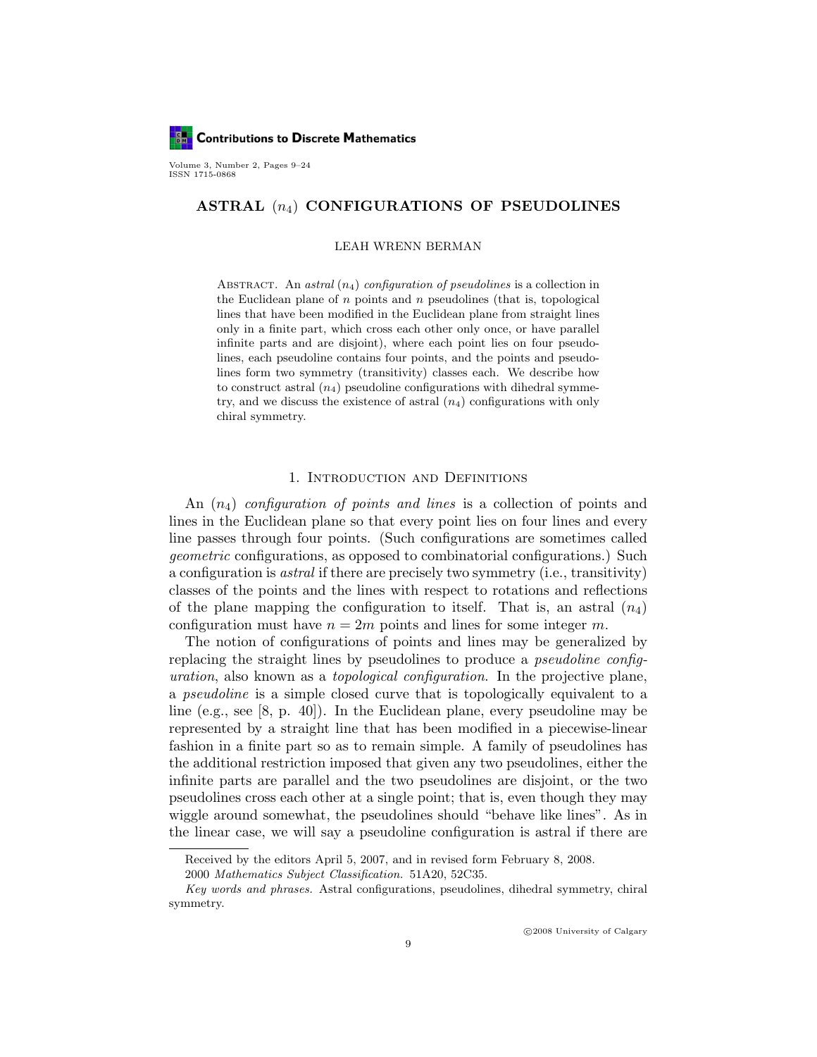# ASTRAL $(n_4)$ CONFIGURATIONS OF PSEUDOLINES

LEAH WRENN BERMAN

ABSTRACT. An *astral* $(n_4)$ *configuration of pseudolines* is a collection in the Euclidean plane of $n$ points and $n$ pseudolines (that is, topological lines that have been modified in the Euclidean plane from straight lines only in a finite part, which cross each other only once, or have parallel infinite parts and are disjoint), where each point lies on four pseudolines, each pseudoline contains four points, and the points and pseudolines form two symmetry (transitivity) classes each. We describe how to construct astral $(n_4)$ pseudoline configurations with dihedral symmetry, and we discuss the existence of astral $(n_4)$ configurations with only chiral symmetry.

## 1. Introduction and Definitions

An $(n_4)$ *configuration of points and lines* is a collection of points and lines in the Euclidean plane so that every point lies on four lines and every line passes through four points. (Such configurations are sometimes called *geometric* configurations, as opposed to combinatorial configurations.) Such a configuration is *astral* if there are precisely two symmetry (i.e., transitivity) classes of the points and the lines with respect to rotations and reflections of the plane mapping the configuration to itself. That is, an astral $(n_4)$ configuration must have $n = 2m$ points and lines for some integer $m$.

The notion of configurations of points and lines may be generalized by replacing the straight lines by pseudolines to produce a *pseudoline configuration*, also known as a *topological configuration*. In the projective plane, a *pseudoline* is a simple closed curve that is topologically equivalent to a line (e.g., see [8, p. 40]). In the Euclidean plane, every pseudoline may be represented by a straight line that has been modified in a piecewise-linear fashion in a finite part so as to remain simple. A family of pseudolines has the additional restriction imposed that given any two pseudolines, either the infinite parts are parallel and the two pseudolines are disjoint, or the two pseudolines cross each other at a single point; that is, even though they may wiggle around somewhat, the pseudolines should "behave like lines". As in the linear case, we will say a pseudoline configuration is astral if there are

---

Received by the editors April 5, 2007, and in revised form February 8, 2008.

2000 *Mathematics Subject Classification.* 51A20, 52C35.

*Key words and phrases.* Astral configurations, pseudolines, dihedral symmetry, chiral symmetry.

©2008 University of Calgary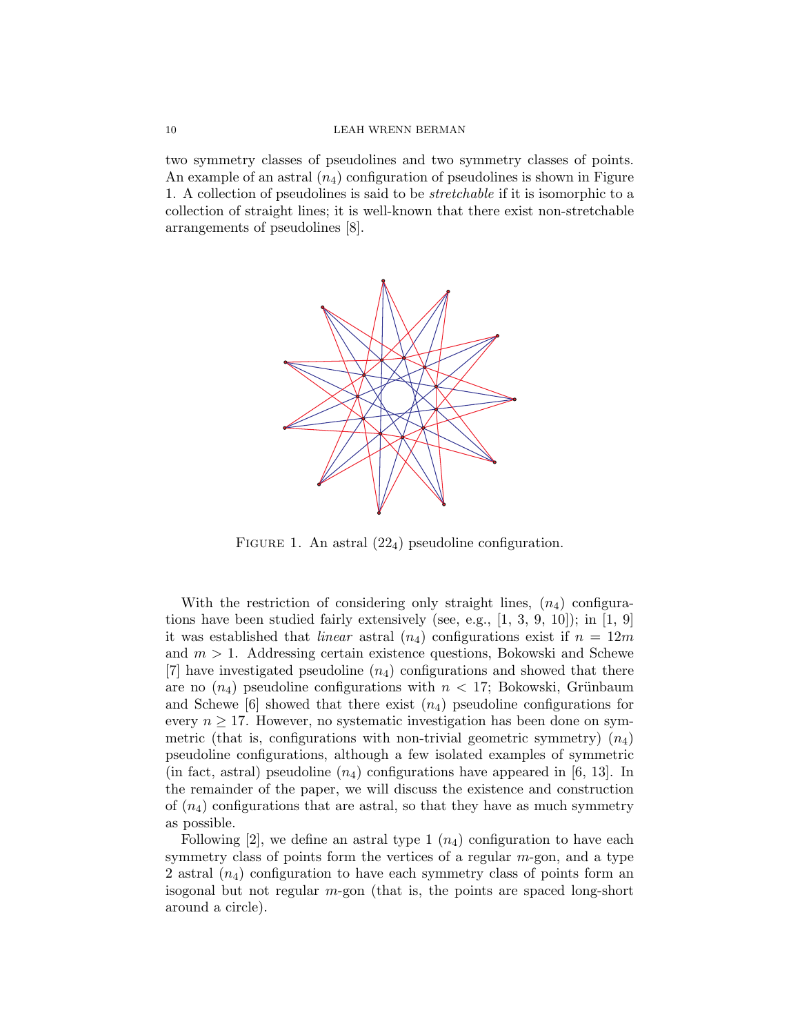two symmetry classes of pseudolines and two symmetry classes of points. An example of an astral $(n_4)$ configuration of pseudolines is shown in Figure 1. A collection of pseudolines is said to be *stretchable* if it is isomorphic to a collection of straight lines; it is well-known that there exist non-stretchable arrangements of pseudolines [8].

FIGURE 1. An astral $(22_4)$ pseudoline configuration.

With the restriction of considering only straight lines, $(n_4)$ configurations have been studied fairly extensively (see, e.g., [1, 3, 9, 10]); in [1, 9] it was established that *linear* astral $(n_4)$ configurations exist if $n = 12m$ and $m > 1$. Addressing certain existence questions, Bokowski and Schewe [7] have investigated pseudoline $(n_4)$ configurations and showed that there are no $(n_4)$ pseudoline configurations with $n < 17$; Bokowski, Grünbaum and Schewe [6] showed that there exist $(n_4)$ pseudoline configurations for every $n \geq 17$. However, no systematic investigation has been done on symmetric (that is, configurations with non-trivial geometric symmetry) $(n_4)$ pseudoline configurations, although a few isolated examples of symmetric (in fact, astral) pseudoline $(n_4)$ configurations have appeared in [6, 13]. In the remainder of the paper, we will discuss the existence and construction of $(n_4)$ configurations that are astral, so that they have as much symmetry as possible.

Following [2], we define an astral type 1 $(n_4)$ configuration to have each symmetry class of points form the vertices of a regular $m$-gon, and a type 2 astral $(n_4)$ configuration to have each symmetry class of points form an isogonal but not regular $m$-gon (that is, the points are spaced long-short around a circle).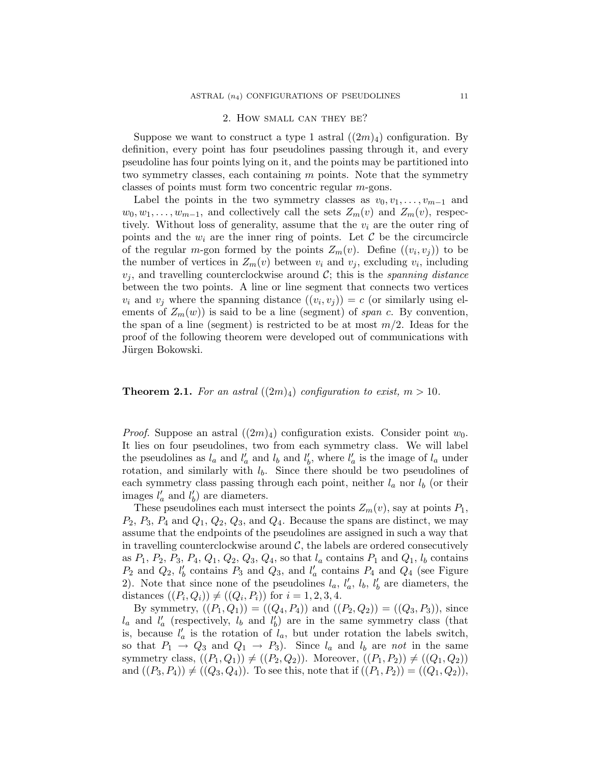## 2. How small can they be?

Suppose we want to construct a type 1 astral $((2m)_4)$ configuration. By definition, every point has four pseudolines passing through it, and every pseudoline has four points lying on it, and the points may be partitioned into two symmetry classes, each containing $m$ points. Note that the symmetry classes of points must form two concentric regular $m$-gons.

Label the points in the two symmetry classes as $v_0, v_1, \ldots, v_{m-1}$ and $w_0, w_1, \ldots, w_{m-1}$, and collectively call the sets $Z_m(v)$ and $Z_m(v)$, respectively. Without loss of generality, assume that the $v_i$ are the outer ring of points and the $w_i$ are the inner ring of points. Let $\mathcal{C}$ be the circumcircle of the regular $m$-gon formed by the points $Z_m(v)$. Define $((v_i, v_j))$ to be the number of vertices in $Z_m(v)$ between $v_i$ and $v_j$, excluding $v_i$, including $v_j$, and travelling counterclockwise around $\mathcal{C}$; this is the *spanning distance* between the two points. A line or line segment that connects two vertices $v_i$ and $v_j$ where the spanning distance $((v_i, v_j)) = c$ (or similarly using elements of $Z_m(w)$) is said to be a line (segment) of *span c*. By convention, the span of a line (segment) is restricted to be at most $m/2$. Ideas for the proof of the following theorem were developed out of communications with Jürgen Bokowski.

**Theorem 2.1.** *For an astral $((2m)_4)$ configuration to exist, $m > 10$.*

*Proof.* Suppose an astral $((2m)_4)$ configuration exists. Consider point $w_0$. It lies on four pseudolines, two from each symmetry class. We will label the pseudolines as $l_a$ and $l'_a$ and $l_b$ and $l'_b$, where $l'_a$ is the image of $l_a$ under rotation, and similarly with $l_b$. Since there should be two pseudolines of each symmetry class passing through each point, neither $l_a$ nor $l_b$ (or their images $l'_a$ and $l'_b$) are diameters.

These pseudolines each must intersect the points $Z_m(v)$, say at points $P_1$, $P_2$, $P_3$, $P_4$ and $Q_1$, $Q_2$, $Q_3$, and $Q_4$. Because the spans are distinct, we may assume that the endpoints of the pseudolines are assigned in such a way that in travelling counterclockwise around $\mathcal{C}$, the labels are ordered consecutively as $P_1$, $P_2$, $P_3$, $P_4$, $Q_1$, $Q_2$, $Q_3$, $Q_4$, so that $l_a$ contains $P_1$ and $Q_1$, $l_b$ contains $P_2$ and $Q_2$, $l'_b$ contains $P_3$ and $Q_3$, and $l'_a$ contains $P_4$ and $Q_4$ (see Figure 2). Note that since none of the pseudolines $l_a$, $l'_a$, $l_b$, $l'_b$ are diameters, the distances $((P_i, Q_i)) \neq ((Q_i, P_i))$ for $i = 1, 2, 3, 4$.

By symmetry, $((P_1, Q_1)) = ((Q_4, P_4))$ and $((P_2, Q_2)) = ((Q_3, P_3))$, since $l_a$ and $l'_a$ (respectively, $l_b$ and $l'_b$) are in the same symmetry class (that is, because $l'_a$ is the rotation of $l_a$, but under rotation the labels switch, so that $P_1 \to Q_3$ and $Q_1 \to P_3$). Since $l_a$ and $l_b$ are *not* in the same symmetry class, $((P_1, Q_1)) \neq ((P_2, Q_2))$. Moreover, $((P_1, P_2)) \neq ((Q_1, Q_2))$ and $((P_3, P_4)) \neq ((Q_3, Q_4))$. To see this, note that if $((P_1, P_2)) = ((Q_1, Q_2))$,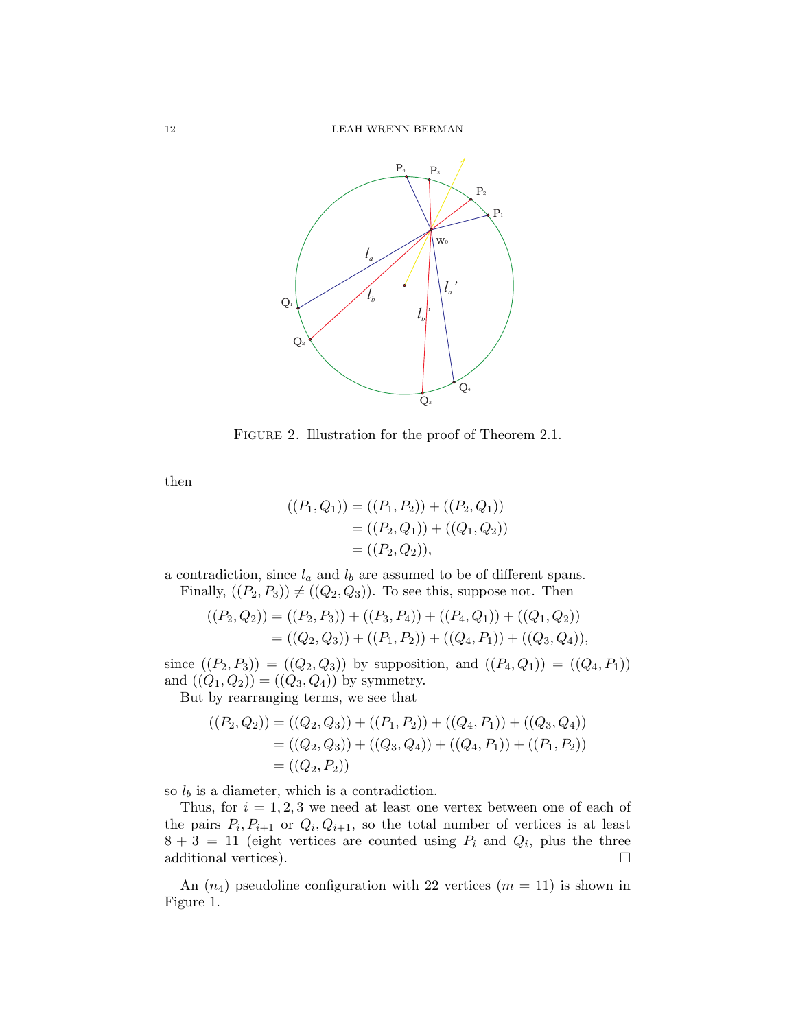FIGURE 2. Illustration for the proof of Theorem 2.1.

then

$$
\begin{aligned}
((P_1, Q_1)) &= ((P_1, P_2)) + ((P_2, Q_1)) \\
&= ((P_2, Q_1)) + ((Q_1, Q_2)) \\
&= ((P_2, Q_2)),
\end{aligned}
$$

a contradiction, since $l_a$ and $l_b$ are assumed to be of different spans.

Finally, $((P_2, P_3)) \neq ((Q_2, Q_3))$. To see this, suppose not. Then

$$
\begin{aligned}
((P_2, Q_2)) &= ((P_2, P_3)) + ((P_3, P_4)) + ((P_4, Q_1)) + ((Q_1, Q_2)) \\
&= ((Q_2, Q_3)) + ((P_1, P_2)) + ((Q_4, P_1)) + ((Q_3, Q_4)),
\end{aligned}
$$

since $((P_2, P_3)) = ((Q_2, Q_3))$ by supposition, and $((P_4, Q_1)) = ((Q_4, P_1))$ and $((Q_1, Q_2)) = ((Q_3, Q_4))$ by symmetry.

But by rearranging terms, we see that

$$
\begin{aligned}
((P_2, Q_2)) &= ((Q_2, Q_3)) + ((P_1, P_2)) + ((Q_4, P_1)) + ((Q_3, Q_4)) \\
&= ((Q_2, Q_3)) + ((Q_3, Q_4)) + ((Q_4, P_1)) + ((P_1, P_2)) \\
&= ((Q_2, P_2))
\end{aligned}
$$

so $l_b$ is a diameter, which is a contradiction.

Thus, for $i = 1, 2, 3$ we need at least one vertex between one of each of the pairs $P_i, P_{i+1}$ or $Q_i, Q_{i+1}$, so the total number of vertices is at least $8 + 3 = 11$ (eight vertices are counted using $P_i$ and $Q_i$, plus the three additional vertices). □

An $(n_4)$ pseudoline configuration with 22 vertices ($m = 11$) is shown in Figure 1.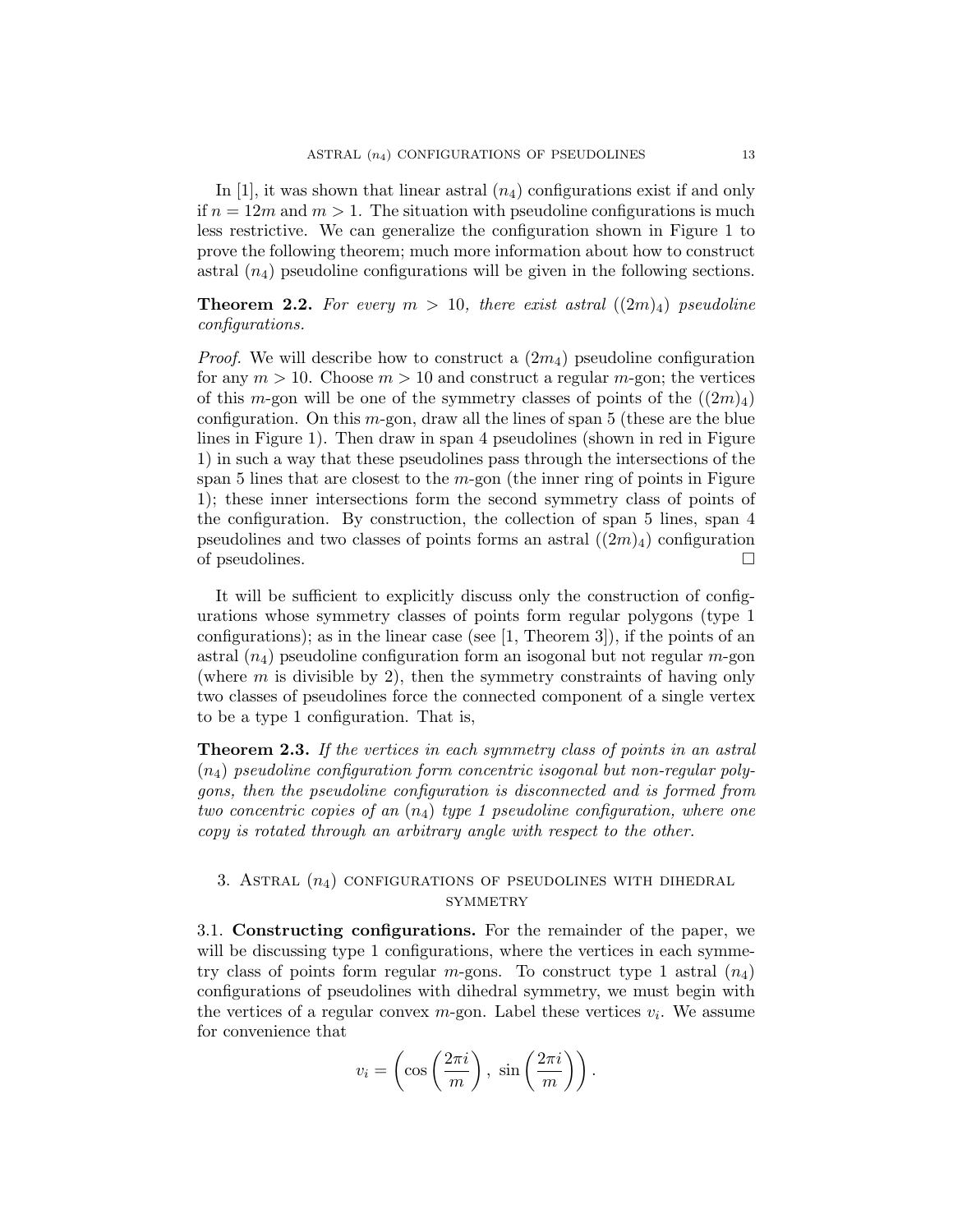In [1], it was shown that linear astral $(n_4)$ configurations exist if and only if $n = 12m$ and $m > 1$. The situation with pseudoline configurations is much less restrictive. We can generalize the configuration shown in Figure 1 to prove the following theorem; much more information about how to construct astral $(n_4)$ pseudoline configurations will be given in the following sections.

**Theorem 2.2.** *For every $m > 10$, there exist astral $((2m)_4)$ pseudoline configurations.*

*Proof.* We will describe how to construct a $(2m_4)$ pseudoline configuration for any $m > 10$. Choose $m > 10$ and construct a regular $m$-gon; the vertices of this $m$-gon will be one of the symmetry classes of points of the $((2m)_4)$ configuration. On this $m$-gon, draw all the lines of span 5 (these are the blue lines in Figure 1). Then draw in span 4 pseudolines (shown in red in Figure 1) in such a way that these pseudolines pass through the intersections of the span 5 lines that are closest to the $m$-gon (the inner ring of points in Figure 1); these inner intersections form the second symmetry class of points of the configuration. By construction, the collection of span 5 lines, span 4 pseudolines and two classes of points forms an astral $((2m)_4)$ configuration of pseudolines. $\square$

It will be sufficient to explicitly discuss only the construction of configurations whose symmetry classes of points form regular polygons (type 1 configurations); as in the linear case (see [1, Theorem 3]), if the points of an astral $(n_4)$ pseudoline configuration form an isogonal but not regular $m$-gon (where $m$ is divisible by 2), then the symmetry constraints of having only two classes of pseudolines force the connected component of a single vertex to be a type 1 configuration. That is,

**Theorem 2.3.** *If the vertices in each symmetry class of points in an astral $(n_4)$ pseudoline configuration form concentric isogonal but non-regular polygons, then the pseudoline configuration is disconnected and is formed from two concentric copies of an $(n_4)$ type 1 pseudoline configuration, where one copy is rotated through an arbitrary angle with respect to the other.*

## 3. Astral $(n_4)$ configurations of pseudolines with dihedral symmetry

### 3.1. Constructing configurations.

For the remainder of the paper, we will be discussing type 1 configurations, where the vertices in each symmetry class of points form regular $m$-gons. To construct type 1 astral $(n_4)$ configurations of pseudolines with dihedral symmetry, we must begin with the vertices of a regular convex $m$-gon. Label these vertices $v_i$. We assume for convenience that

$$v_i = \left(\cos\left(\frac{2\pi i}{m}\right),\ \sin\left(\frac{2\pi i}{m}\right)\right).$$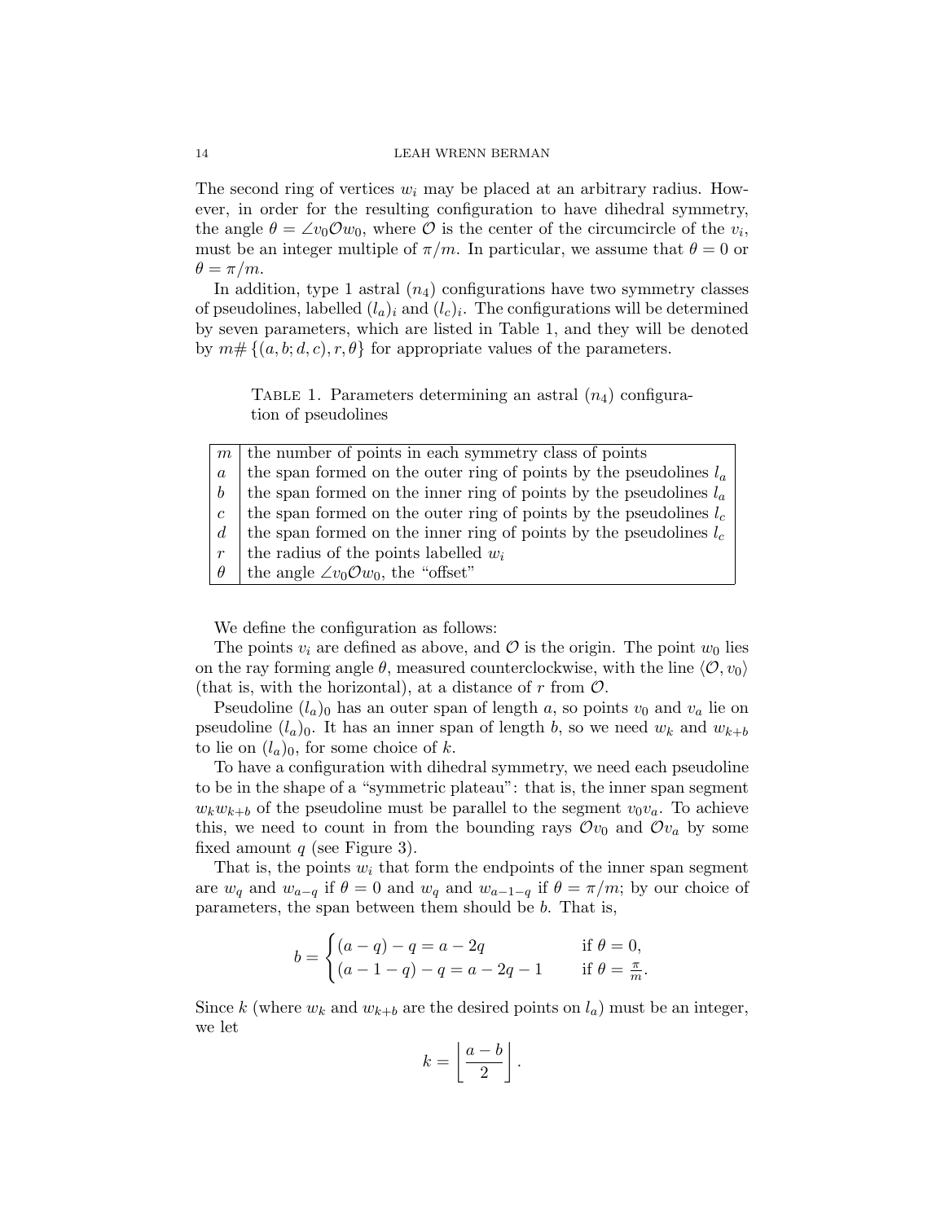The second ring of vertices $w_i$ may be placed at an arbitrary radius. However, in order for the resulting configuration to have dihedral symmetry, the angle $\theta = \angle v_0 \mathcal{O} w_0$, where $\mathcal{O}$ is the center of the circumcircle of the $v_i$, must be an integer multiple of $\pi/m$. In particular, we assume that $\theta = 0$ or $\theta = \pi/m$.

In addition, type 1 astral $(n_4)$ configurations have two symmetry classes of pseudolines, labelled $(l_a)_i$ and $(l_c)_i$. The configurations will be determined by seven parameters, which are listed in Table 1, and they will be denoted by $m\#\,\{(a, b; d, c), r, \theta\}$ for appropriate values of the parameters.

Table 1. Parameters determining an astral $(n_4)$ configuration of pseudolines

| | |
|---|---|
| $m$ | the number of points in each symmetry class of points |
| $a$ | the span formed on the outer ring of points by the pseudolines $l_a$ |
| $b$ | the span formed on the inner ring of points by the pseudolines $l_a$ |
| $c$ | the span formed on the outer ring of points by the pseudolines $l_c$ |
| $d$ | the span formed on the inner ring of points by the pseudolines $l_c$ |
| $r$ | the radius of the points labelled $w_i$ |
| $\theta$ | the angle $\angle v_0 \mathcal{O} w_0$, the "offset" |

We define the configuration as follows:

The points $v_i$ are defined as above, and $\mathcal{O}$ is the origin. The point $w_0$ lies on the ray forming angle $\theta$, measured counterclockwise, with the line $\langle \mathcal{O}, v_0 \rangle$ (that is, with the horizontal), at a distance of $r$ from $\mathcal{O}$.

Pseudoline $(l_a)_0$ has an outer span of length $a$, so points $v_0$ and $v_a$ lie on pseudoline $(l_a)_0$. It has an inner span of length $b$, so we need $w_k$ and $w_{k+b}$ to lie on $(l_a)_0$, for some choice of $k$.

To have a configuration with dihedral symmetry, we need each pseudoline to be in the shape of a "symmetric plateau": that is, the inner span segment $w_k w_{k+b}$ of the pseudoline must be parallel to the segment $v_0 v_a$. To achieve this, we need to count in from the bounding rays $\mathcal{O}v_0$ and $\mathcal{O}v_a$ by some fixed amount $q$ (see Figure 3).

That is, the points $w_i$ that form the endpoints of the inner span segment are $w_q$ and $w_{a-q}$ if $\theta = 0$ and $w_q$ and $w_{a-1-q}$ if $\theta = \pi/m$; by our choice of parameters, the span between them should be $b$. That is,

$$b = \begin{cases} (a-q) - q = a - 2q & \text{if } \theta = 0, \\ (a-1-q) - q = a - 2q - 1 & \text{if } \theta = \frac{\pi}{m}. \end{cases}$$

Since $k$ (where $w_k$ and $w_{k+b}$ are the desired points on $l_a$) must be an integer, we let

$$k = \left\lfloor \frac{a-b}{2} \right\rfloor.$$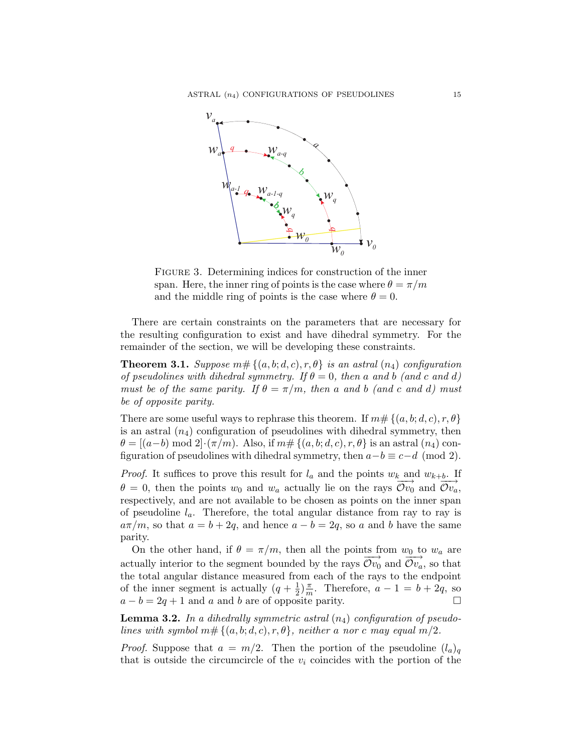FIGURE 3. Determining indices for construction of the inner span. Here, the inner ring of points is the case where $\theta = \pi/m$ and the middle ring of points is the case where $\theta = 0$.

There are certain constraints on the parameters that are necessary for the resulting configuration to exist and have dihedral symmetry. For the remainder of the section, we will be developing these constraints.

**Theorem 3.1.** *Suppose $m\#\{(a,b;d,c),r,\theta\}$ is an astral $(n_4)$ configuration of pseudolines with dihedral symmetry. If $\theta = 0$, then $a$ and $b$ (and $c$ and $d$) must be of the same parity. If $\theta = \pi/m$, then $a$ and $b$ (and $c$ and $d$) must be of opposite parity.*

There are some useful ways to rephrase this theorem. If $m\#\{(a,b;d,c),r,\theta\}$ is an astral $(n_4)$ configuration of pseudolines with dihedral symmetry, then $\theta = [(a-b) \bmod 2]\cdot(\pi/m)$. Also, if $m\#\{(a,b;d,c),r,\theta\}$ is an astral $(n_4)$ configuration of pseudolines with dihedral symmetry, then $a-b \equiv c-d \pmod 2$.

*Proof.* It suffices to prove this result for $l_a$ and the points $w_k$ and $w_{k+b}$. If $\theta = 0$, then the points $w_0$ and $w_a$ actually lie on the rays $\overrightarrow{\mathcal{O}v_0}$ and $\overrightarrow{\mathcal{O}v_a}$, respectively, and are not available to be chosen as points on the inner span of pseudoline $l_a$. Therefore, the total angular distance from ray to ray is $a\pi/m$, so that $a = b + 2q$, and hence $a - b = 2q$, so $a$ and $b$ have the same parity.

On the other hand, if $\theta = \pi/m$, then all the points from $w_0$ to $w_a$ are actually interior to the segment bounded by the rays $\overrightarrow{\mathcal{O}v_0}$ and $\overrightarrow{\mathcal{O}v_a}$, so that the total angular distance measured from each of the rays to the endpoint of the inner segment is actually $(q + \frac{1}{2})\frac{\pi}{m}$. Therefore, $a - 1 = b + 2q$, so $a - b = 2q + 1$ and $a$ and $b$ are of opposite parity. □

**Lemma 3.2.** *In a dihedrally symmetric astral $(n_4)$ configuration of pseudolines with symbol $m\#\{(a,b;d,c),r,\theta\}$, neither $a$ nor $c$ may equal $m/2$.*

*Proof.* Suppose that $a = m/2$. Then the portion of the pseudoline $(l_a)_q$ that is outside the circumcircle of the $v_i$ coincides with the portion of the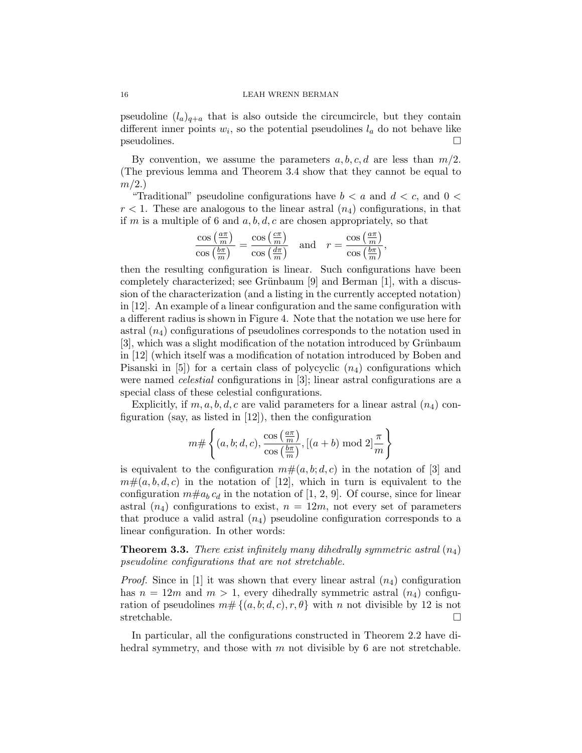pseudoline $(l_a)_{q+a}$ that is also outside the circumcircle, but they contain different inner points $w_i$, so the potential pseudolines $l_a$ do not behave like pseudolines. □

By convention, we assume the parameters $a, b, c, d$ are less than $m/2$. (The previous lemma and Theorem 3.4 show that they cannot be equal to $m/2$.)

"Traditional" pseudoline configurations have $b < a$ and $d < c$, and $0 < r < 1$. These are analogous to the linear astral $(n_4)$ configurations, in that if $m$ is a multiple of 6 and $a, b, d, c$ are chosen appropriately, so that

$$\frac{\cos\left(\frac{a\pi}{m}\right)}{\cos\left(\frac{b\pi}{m}\right)} = \frac{\cos\left(\frac{c\pi}{m}\right)}{\cos\left(\frac{d\pi}{m}\right)} \quad \text{and} \quad r = \frac{\cos\left(\frac{a\pi}{m}\right)}{\cos\left(\frac{b\pi}{m}\right)},$$

then the resulting configuration is linear. Such configurations have been completely characterized; see Grünbaum [9] and Berman [1], with a discussion of the characterization (and a listing in the currently accepted notation) in [12]. An example of a linear configuration and the same configuration with a different radius is shown in Figure 4. Note that the notation we use here for astral $(n_4)$ configurations of pseudolines corresponds to the notation used in [3], which was a slight modification of the notation introduced by Grünbaum in [12] (which itself was a modification of notation introduced by Boben and Pisanski in [5]) for a certain class of polycyclic $(n_4)$ configurations which were named *celestial* configurations in [3]; linear astral configurations are a special class of these celestial configurations.

Explicitly, if $m, a, b, d, c$ are valid parameters for a linear astral $(n_4)$ configuration (say, as listed in [12]), then the configuration

$$m\#\left\{(a, b; d, c), \frac{\cos\left(\frac{a\pi}{m}\right)}{\cos\left(\frac{b\pi}{m}\right)}, [(a+b) \bmod 2]\frac{\pi}{m}\right\}$$

is equivalent to the configuration $m\#(a, b; d, c)$ in the notation of [3] and $m\#(a, b, d, c)$ in the notation of [12], which in turn is equivalent to the configuration $m\#a_b\, c_d$ in the notation of [1, 2, 9]. Of course, since for linear astral $(n_4)$ configurations to exist, $n = 12m$, not every set of parameters that produce a valid astral $(n_4)$ pseudoline configuration corresponds to a linear configuration. In other words:

**Theorem 3.3.** *There exist infinitely many dihedrally symmetric astral $(n_4)$ pseudoline configurations that are not stretchable.*

*Proof.* Since in [1] it was shown that every linear astral $(n_4)$ configuration has $n = 12m$ and $m > 1$, every dihedrally symmetric astral $(n_4)$ configuration of pseudolines $m\#\{(a, b; d, c), r, \theta\}$ with $n$ not divisible by 12 is not stretchable. □

In particular, all the configurations constructed in Theorem 2.2 have dihedral symmetry, and those with $m$ not divisible by 6 are not stretchable.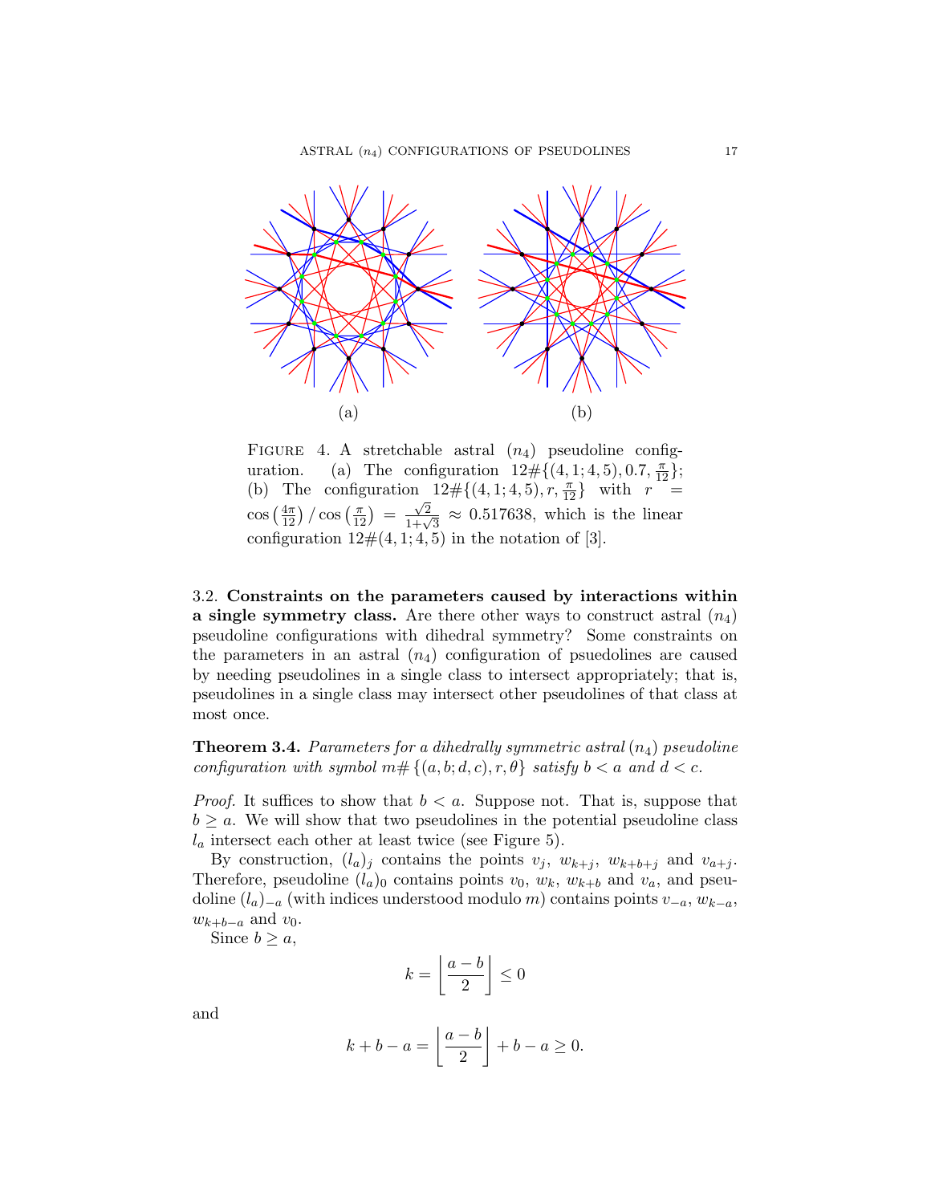(a) (b)

FIGURE 4. A stretchable astral $(n_4)$ pseudoline configuration. (a) The configuration $12\#\{(4,1;4,5), 0.7, \frac{\pi}{12}\}$; (b) The configuration $12\#\{(4,1;4,5), r, \frac{\pi}{12}\}$ with $r = \cos\left(\frac{4\pi}{12}\right)/\cos\left(\frac{\pi}{12}\right) = \frac{\sqrt{2}}{1+\sqrt{3}} \approx 0.517638$, which is the linear configuration $12\#(4,1;4,5)$ in the notation of [3].

## 3.2. Constraints on the parameters caused by interactions within a single symmetry class.

Are there other ways to construct astral $(n_4)$ pseudoline configurations with dihedral symmetry? Some constraints on the parameters in an astral $(n_4)$ configuration of psuedolines are caused by needing pseudolines in a single class to intersect appropriately; that is, pseudolines in a single class may intersect other pseudolines of that class at most once.

**Theorem 3.4.** *Parameters for a dihedrally symmetric astral $(n_4)$ pseudoline configuration with symbol $m\#\{(a,b;d,c), r, \theta\}$ satisfy $b < a$ and $d < c$.*

*Proof.* It suffices to show that $b < a$. Suppose not. That is, suppose that $b \geq a$. We will show that two pseudolines in the potential pseudoline class $l_a$ intersect each other at least twice (see Figure 5).

By construction, $(l_a)_j$ contains the points $v_j$, $w_{k+j}$, $w_{k+b+j}$ and $v_{a+j}$. Therefore, pseudoline $(l_a)_0$ contains points $v_0$, $w_k$, $w_{k+b}$ and $v_a$, and pseudoline $(l_a)_{-a}$ (with indices understood modulo $m$) contains points $v_{-a}$, $w_{k-a}$, $w_{k+b-a}$ and $v_0$.

Since $b \geq a$,

$$k = \left\lfloor \frac{a-b}{2} \right\rfloor \leq 0$$

and

$$k + b - a = \left\lfloor \frac{a-b}{2} \right\rfloor + b - a \geq 0.$$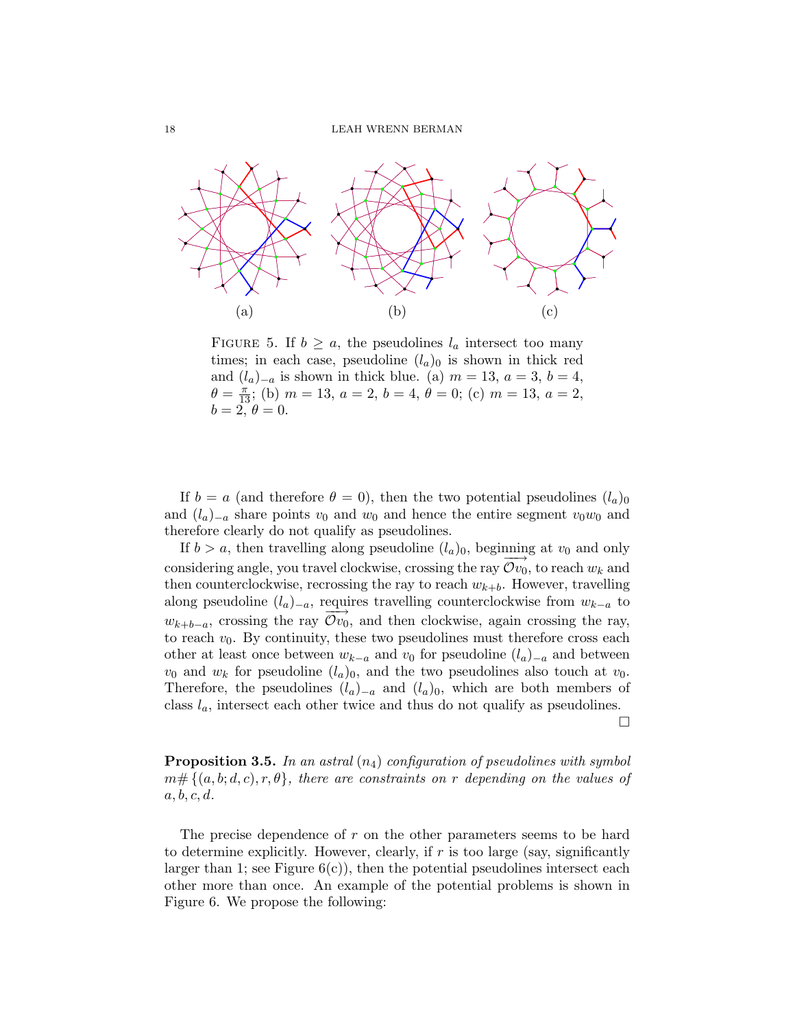(a) (b) (c)

Figure 5. If $b \geq a$, the pseudolines $l_a$ intersect too many times; in each case, pseudoline $(l_a)_0$ is shown in thick red and $(l_a)_{-a}$ is shown in thick blue. (a) $m = 13$, $a = 3$, $b = 4$, $\theta = \frac{\pi}{13}$; (b) $m = 13$, $a = 2$, $b = 4$, $\theta = 0$; (c) $m = 13$, $a = 2$, $b = 2$, $\theta = 0$.

If $b = a$ (and therefore $\theta = 0$), then the two potential pseudolines $(l_a)_0$ and $(l_a)_{-a}$ share points $v_0$ and $w_0$ and hence the entire segment $v_0w_0$ and therefore clearly do not qualify as pseudolines.

If $b > a$, then travelling along pseudoline $(l_a)_0$, beginning at $v_0$ and only considering angle, you travel clockwise, crossing the ray $\overrightarrow{\mathcal{O}v_0}$, to reach $w_k$ and then counterclockwise, recrossing the ray to reach $w_{k+b}$. However, travelling along pseudoline $(l_a)_{-a}$, requires travelling counterclockwise from $w_{k-a}$ to $w_{k+b-a}$, crossing the ray $\overrightarrow{\mathcal{O}v_0}$, and then clockwise, again crossing the ray, to reach $v_0$. By continuity, these two pseudolines must therefore cross each other at least once between $w_{k-a}$ and $v_0$ for pseudoline $(l_a)_{-a}$ and between $v_0$ and $w_k$ for pseudoline $(l_a)_0$, and the two pseudolines also touch at $v_0$. Therefore, the pseudolines $(l_a)_{-a}$ and $(l_a)_0$, which are both members of class $l_a$, intersect each other twice and thus do not qualify as pseudolines. □

**Proposition 3.5.** *In an astral $(n_4)$ configuration of pseudolines with symbol $m\#\{(a, b; d, c), r, \theta\}$, there are constraints on $r$ depending on the values of $a, b, c, d$.*

The precise dependence of $r$ on the other parameters seems to be hard to determine explicitly. However, clearly, if $r$ is too large (say, significantly larger than 1; see Figure 6(c)), then the potential pseudolines intersect each other more than once. An example of the potential problems is shown in Figure 6. We propose the following: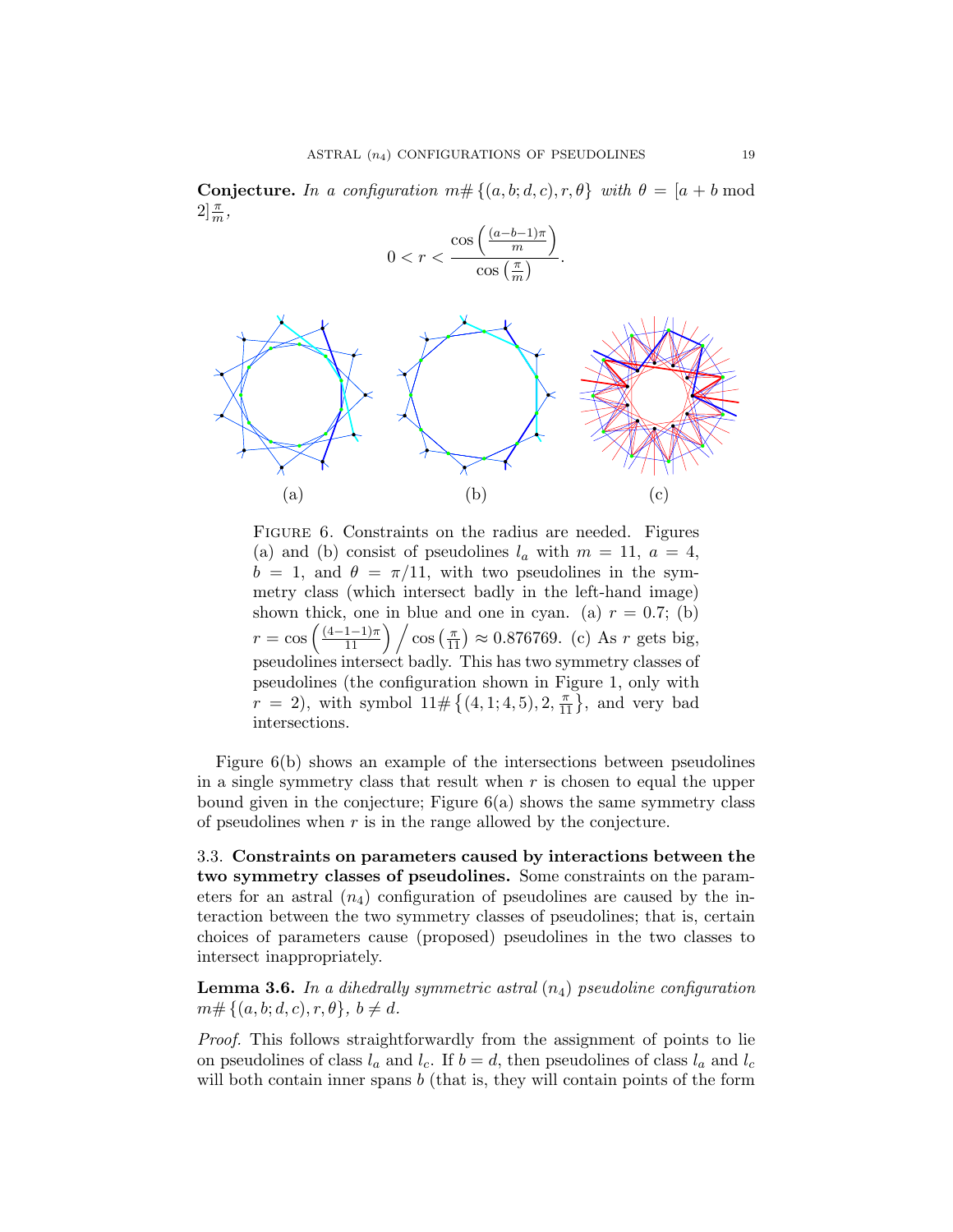**Conjecture.** *In a configuration* $m\#\{(a, b; d, c), r, \theta\}$ *with* $\theta = [a + b \bmod 2]\frac{\pi}{m}$,

$$0 < r < \frac{\cos\left(\frac{(a-b-1)\pi}{m}\right)}{\cos\left(\frac{\pi}{m}\right)}.$$

(a) (b) (c)

Figure 6. Constraints on the radius are needed. Figures (a) and (b) consist of pseudolines $l_a$ with $m = 11$, $a = 4$, $b = 1$, and $\theta = \pi/11$, with two pseudolines in the symmetry class (which intersect badly in the left-hand image) shown thick, one in blue and one in cyan. (a) $r = 0.7$; (b) $r = \cos\left(\frac{(4-1-1)\pi}{11}\right) \Big/ \cos\left(\frac{\pi}{11}\right) \approx 0.876769$. (c) As $r$ gets big, pseudolines intersect badly. This has two symmetry classes of pseudolines (the configuration shown in Figure 1, only with $r = 2$), with symbol $11\#\left\{(4, 1; 4, 5), 2, \frac{\pi}{11}\right\}$, and very bad intersections.

Figure 6(b) shows an example of the intersections between pseudolines in a single symmetry class that result when $r$ is chosen to equal the upper bound given in the conjecture; Figure 6(a) shows the same symmetry class of pseudolines when $r$ is in the range allowed by the conjecture.

### 3.3. Constraints on parameters caused by interactions between the two symmetry classes of pseudolines.

Some constraints on the parameters for an astral $(n_4)$ configuration of pseudolines are caused by the interaction between the two symmetry classes of pseudolines; that is, certain choices of parameters cause (proposed) pseudolines in the two classes to intersect inappropriately.

**Lemma 3.6.** *In a dihedrally symmetric astral* $(n_4)$ *pseudoline configuration* $m\#\{(a, b; d, c), r, \theta\}$, $b \neq d$.

*Proof.* This follows straightforwardly from the assignment of points to lie on pseudolines of class $l_a$ and $l_c$. If $b = d$, then pseudolines of class $l_a$ and $l_c$ will both contain inner spans $b$ (that is, they will contain points of the form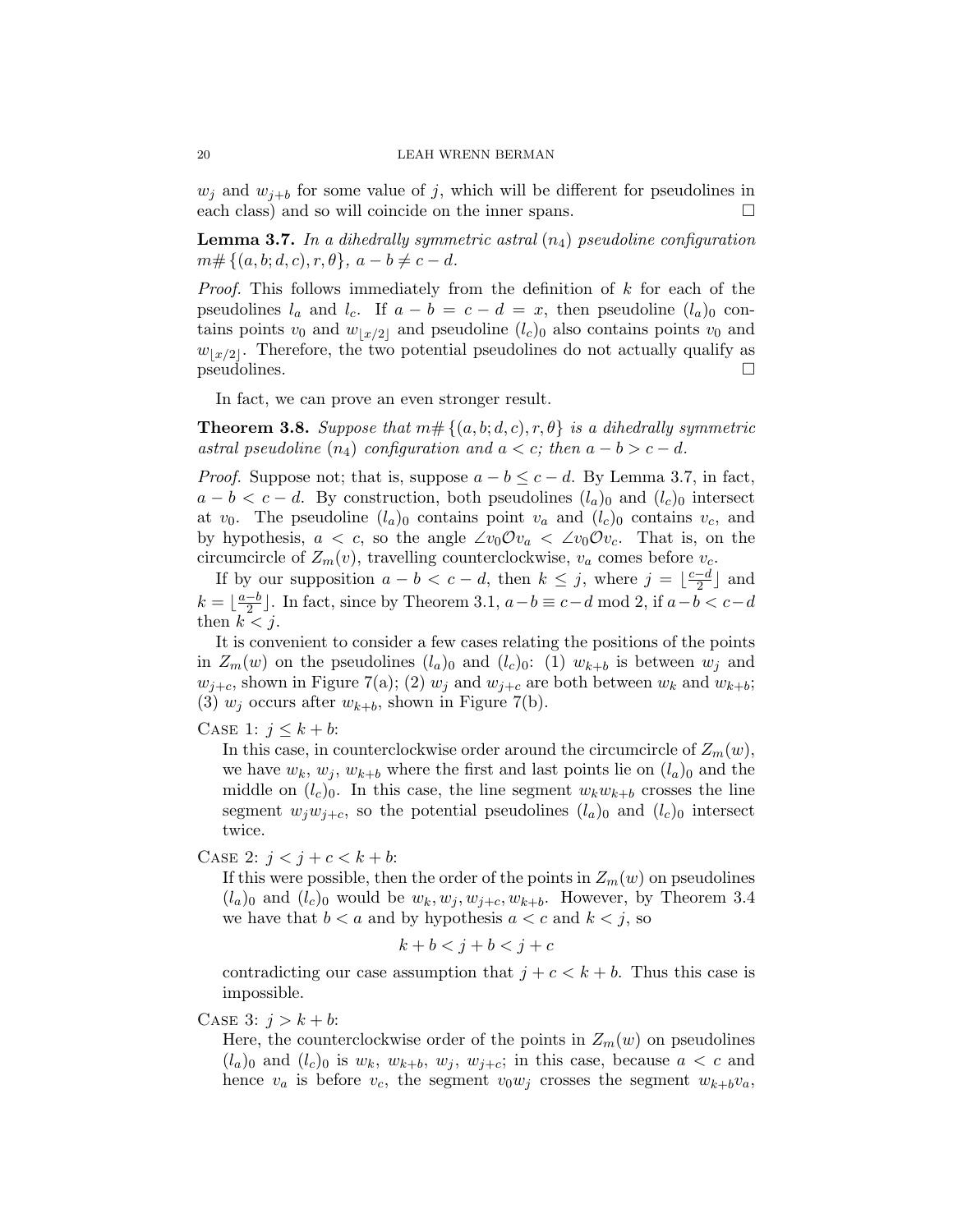$w_j$ and $w_{j+b}$ for some value of $j$, which will be different for pseudolines in each class) and so will coincide on the inner spans. □

**Lemma 3.7.** *In a dihedrally symmetric astral $(n_4)$ pseudoline configuration $m\#\{(a,b;d,c),r,\theta\}$, $a-b \neq c-d$.*

*Proof.* This follows immediately from the definition of $k$ for each of the pseudolines $l_a$ and $l_c$. If $a-b = c-d = x$, then pseudoline $(l_a)_0$ contains points $v_0$ and $w_{\lfloor x/2 \rfloor}$ and pseudoline $(l_c)_0$ also contains points $v_0$ and $w_{\lfloor x/2 \rfloor}$. Therefore, the two potential pseudolines do not actually qualify as pseudolines. □

In fact, we can prove an even stronger result.

**Theorem 3.8.** *Suppose that $m\#\{(a,b;d,c),r,\theta\}$ is a dihedrally symmetric astral pseudoline $(n_4)$ configuration and $a < c$; then $a-b > c-d$.*

*Proof.* Suppose not; that is, suppose $a-b \leq c-d$. By Lemma 3.7, in fact, $a-b < c-d$. By construction, both pseudolines $(l_a)_0$ and $(l_c)_0$ intersect at $v_0$. The pseudoline $(l_a)_0$ contains point $v_a$ and $(l_c)_0$ contains $v_c$, and by hypothesis, $a < c$, so the angle $\angle v_0 \mathcal{O} v_a < \angle v_0 \mathcal{O} v_c$. That is, on the circumcircle of $Z_m(v)$, travelling counterclockwise, $v_a$ comes before $v_c$.

If by our supposition $a-b < c-d$, then $k \leq j$, where $j = \lfloor \frac{c-d}{2} \rfloor$ and $k = \lfloor \frac{a-b}{2} \rfloor$. In fact, since by Theorem 3.1, $a-b \equiv c-d \bmod 2$, if $a-b < c-d$ then $k < j$.

It is convenient to consider a few cases relating the positions of the points in $Z_m(w)$ on the pseudolines $(l_a)_0$ and $(l_c)_0$: (1) $w_{k+b}$ is between $w_j$ and $w_{j+c}$, shown in Figure 7(a); (2) $w_j$ and $w_{j+c}$ are both between $w_k$ and $w_{k+b}$; (3) $w_j$ occurs after $w_{k+b}$, shown in Figure 7(b).

Case 1: $j \leq k+b$:

In this case, in counterclockwise order around the circumcircle of $Z_m(w)$, we have $w_k$, $w_j$, $w_{k+b}$ where the first and last points lie on $(l_a)_0$ and the middle on $(l_c)_0$. In this case, the line segment $w_k w_{k+b}$ crosses the line segment $w_j w_{j+c}$, so the potential pseudolines $(l_a)_0$ and $(l_c)_0$ intersect twice.

Case 2: $j < j+c < k+b$:

If this were possible, then the order of the points in $Z_m(w)$ on pseudolines $(l_a)_0$ and $(l_c)_0$ would be $w_k, w_j, w_{j+c}, w_{k+b}$. However, by Theorem 3.4 we have that $b < a$ and by hypothesis $a < c$ and $k < j$, so

$$k+b < j+b < j+c$$

contradicting our case assumption that $j+c < k+b$. Thus this case is impossible.

Case 3: $j > k+b$:

Here, the counterclockwise order of the points in $Z_m(w)$ on pseudolines $(l_a)_0$ and $(l_c)_0$ is $w_k$, $w_{k+b}$, $w_j$, $w_{j+c}$; in this case, because $a < c$ and hence $v_a$ is before $v_c$, the segment $v_0 w_j$ crosses the segment $w_{k+b} v_a$,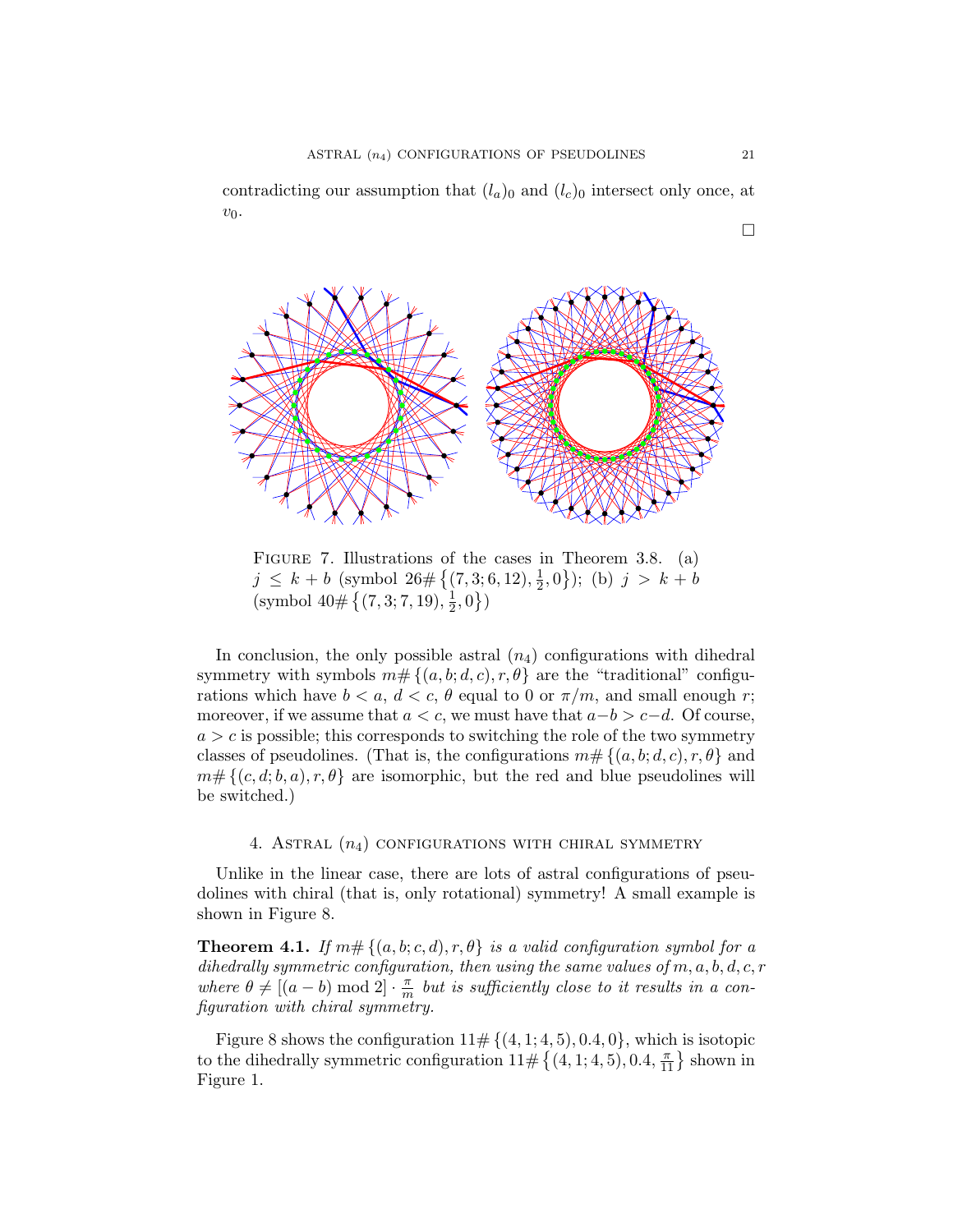contradicting our assumption that $(l_a)_0$ and $(l_c)_0$ intersect only once, at $v_0$.

□

Figure 7. Illustrations of the cases in Theorem 3.8. (a) $j \leq k + b$ (symbol $26\#\left\{(7,3;6,12),\frac{1}{2},0\right\}$); (b) $j > k + b$ (symbol $40\#\left\{(7,3;7,19),\frac{1}{2},0\right\}$)

In conclusion, the only possible astral $(n_4)$ configurations with dihedral symmetry with symbols $m\#\{(a,b;d,c),r,\theta\}$ are the "traditional" configurations which have $b < a$, $d < c$, $\theta$ equal to 0 or $\pi/m$, and small enough $r$; moreover, if we assume that $a < c$, we must have that $a-b > c-d$. Of course, $a > c$ is possible; this corresponds to switching the role of the two symmetry classes of pseudolines. (That is, the configurations $m\#\{(a,b;d,c),r,\theta\}$ and $m\#\{(c,d;b,a),r,\theta\}$ are isomorphic, but the red and blue pseudolines will be switched.)

## 4. Astral $(n_4)$ configurations with chiral symmetry

Unlike in the linear case, there are lots of astral configurations of pseudolines with chiral (that is, only rotational) symmetry! A small example is shown in Figure 8.

**Theorem 4.1.** *If $m\#\{(a,b;c,d),r,\theta\}$ is a valid configuration symbol for a dihedrally symmetric configuration, then using the same values of $m,a,b,d,c,r$ where $\theta \neq [(a-b) \bmod 2] \cdot \frac{\pi}{m}$ but is sufficiently close to it results in a configuration with chiral symmetry.*

Figure 8 shows the configuration $11\#\{(4,1;4,5),0.4,0\}$, which is isotopic to the dihedrally symmetric configuration $11\#\left\{(4,1;4,5),0.4,\frac{\pi}{11}\right\}$ shown in Figure 1.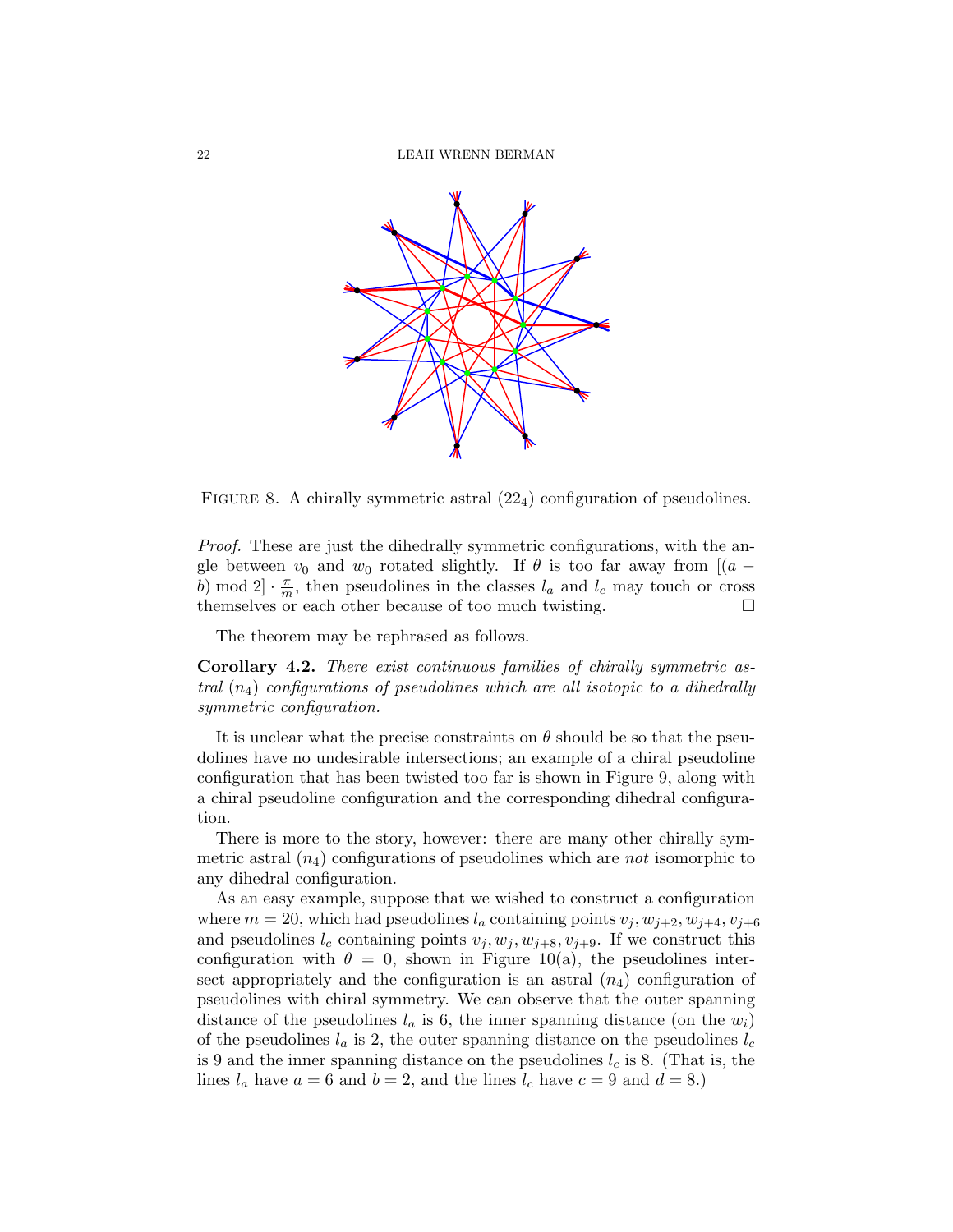FIGURE 8. A chirally symmetric astral $(22_4)$ configuration of pseudolines.

*Proof.* These are just the dihedrally symmetric configurations, with the angle between $v_0$ and $w_0$ rotated slightly. If $\theta$ is too far away from $[(a - b) \bmod 2] \cdot \frac{\pi}{m}$, then pseudolines in the classes $l_a$ and $l_c$ may touch or cross themselves or each other because of too much twisting. $\square$

The theorem may be rephrased as follows.

**Corollary 4.2.** *There exist continuous families of chirally symmetric astral $(n_4)$ configurations of pseudolines which are all isotopic to a dihedrally symmetric configuration.*

It is unclear what the precise constraints on $\theta$ should be so that the pseudolines have no undesirable intersections; an example of a chiral pseudoline configuration that has been twisted too far is shown in Figure 9, along with a chiral pseudoline configuration and the corresponding dihedral configuration.

There is more to the story, however: there are many other chirally symmetric astral $(n_4)$ configurations of pseudolines which are *not* isomorphic to any dihedral configuration.

As an easy example, suppose that we wished to construct a configuration where $m = 20$, which had pseudolines $l_a$ containing points $v_j, w_{j+2}, w_{j+4}, v_{j+6}$ and pseudolines $l_c$ containing points $v_j, w_j, w_{j+8}, v_{j+9}$. If we construct this configuration with $\theta = 0$, shown in Figure 10(a), the pseudolines intersect appropriately and the configuration is an astral $(n_4)$ configuration of pseudolines with chiral symmetry. We can observe that the outer spanning distance of the pseudolines $l_a$ is 6, the inner spanning distance (on the $w_i$) of the pseudolines $l_a$ is 2, the outer spanning distance on the pseudolines $l_c$ is 9 and the inner spanning distance on the pseudolines $l_c$ is 8. (That is, the lines $l_a$ have $a = 6$ and $b = 2$, and the lines $l_c$ have $c = 9$ and $d = 8$.)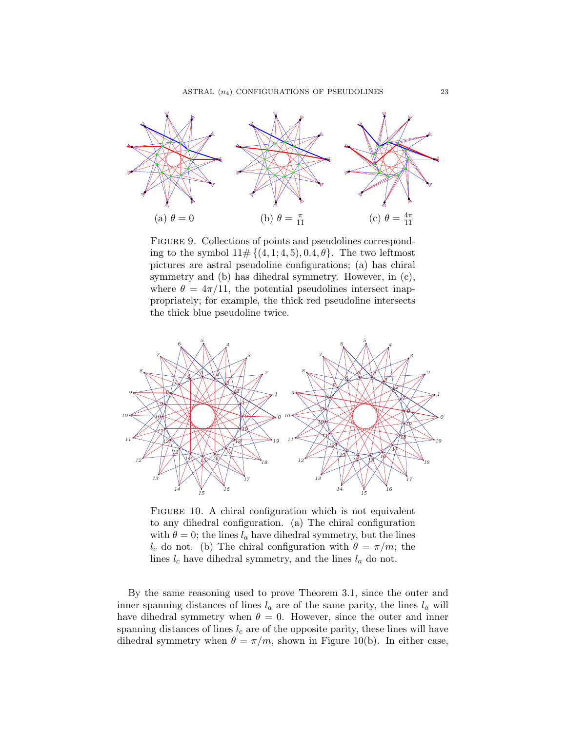(a) $\theta = 0$

(b) $\theta = \frac{\pi}{11}$

(c) $\theta = \frac{4\pi}{11}$

Figure 9. Collections of points and pseudolines corresponding to the symbol $11\#\{(4,1;4,5), 0.4, \theta\}$. The two leftmost pictures are astral pseudoline configurations; (a) has chiral symmetry and (b) has dihedral symmetry. However, in (c), where $\theta = 4\pi/11$, the potential pseudolines intersect inappropriately; for example, the thick red pseudoline intersects the thick blue pseudoline twice.

Figure 10. A chiral configuration which is not equivalent to any dihedral configuration. (a) The chiral configuration with $\theta = 0$; the lines $l_a$ have dihedral symmetry, but the lines $l_c$ do not. (b) The chiral configuration with $\theta = \pi/m$; the lines $l_c$ have dihedral symmetry, and the lines $l_a$ do not.

By the same reasoning used to prove Theorem 3.1, since the outer and inner spanning distances of lines $l_a$ are of the same parity, the lines $l_a$ will have dihedral symmetry when $\theta = 0$. However, since the outer and inner spanning distances of lines $l_c$ are of the opposite parity, these lines will have dihedral symmetry when $\theta = \pi/m$, shown in Figure 10(b). In either case,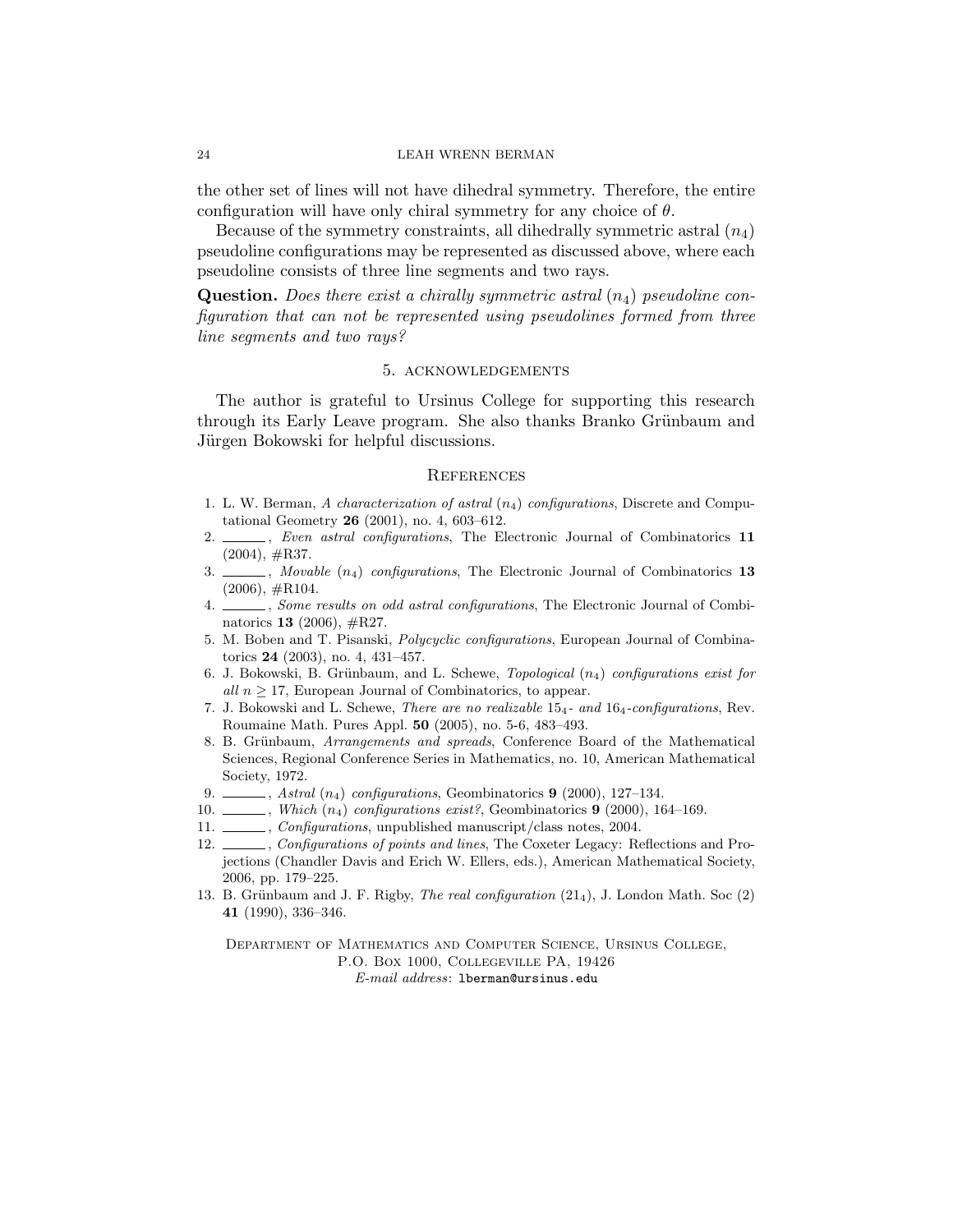the other set of lines will not have dihedral symmetry. Therefore, the entire configuration will have only chiral symmetry for any choice of $\theta$.

Because of the symmetry constraints, all dihedrally symmetric astral $(n_4)$ pseudoline configurations may be represented as discussed above, where each pseudoline consists of three line segments and two rays.

**Question.** *Does there exist a chirally symmetric astral $(n_4)$ pseudoline configuration that can not be represented using pseudolines formed from three line segments and two rays?*

## 5. Acknowledgements

The author is grateful to Ursinus College for supporting this research through its Early Leave program. She also thanks Branko Grünbaum and Jürgen Bokowski for helpful discussions.

## References

1. L. W. Berman, *A characterization of astral $(n_4)$ configurations*, Discrete and Computational Geometry **26** (2001), no. 4, 603–612.
2. ______, *Even astral configurations*, The Electronic Journal of Combinatorics **11** (2004), #R37.
3. ______, *Movable $(n_4)$ configurations*, The Electronic Journal of Combinatorics **13** (2006), #R104.
4. ______, *Some results on odd astral configurations*, The Electronic Journal of Combinatorics **13** (2006), #R27.
5. M. Boben and T. Pisanski, *Polycyclic configurations*, European Journal of Combinatorics **24** (2003), no. 4, 431–457.
6. J. Bokowski, B. Grünbaum, and L. Schewe, *Topological $(n_4)$ configurations exist for all $n \geq 17$*, European Journal of Combinatorics, to appear.
7. J. Bokowski and L. Schewe, *There are no realizable $15_4$- and $16_4$-configurations*, Rev. Roumaine Math. Pures Appl. **50** (2005), no. 5-6, 483–493.
8. B. Grünbaum, *Arrangements and spreads*, Conference Board of the Mathematical Sciences, Regional Conference Series in Mathematics, no. 10, American Mathematical Society, 1972.
9. ______, *Astral $(n_4)$ configurations*, Geombinatorics **9** (2000), 127–134.
10. ______, *Which $(n_4)$ configurations exist?*, Geombinatorics **9** (2000), 164–169.
11. ______, *Configurations*, unpublished manuscript/class notes, 2004.
12. ______, *Configurations of points and lines*, The Coxeter Legacy: Reflections and Projections (Chandler Davis and Erich W. Ellers, eds.), American Mathematical Society, 2006, pp. 179–225.
13. B. Grünbaum and J. F. Rigby, *The real configuration $(21_4)$*, J. London Math. Soc (2) **41** (1990), 336–346.

Department of Mathematics and Computer Science, Ursinus College, P.O. Box 1000, Collegeville PA, 19426

*E-mail address*: lberman@ursinus.edu